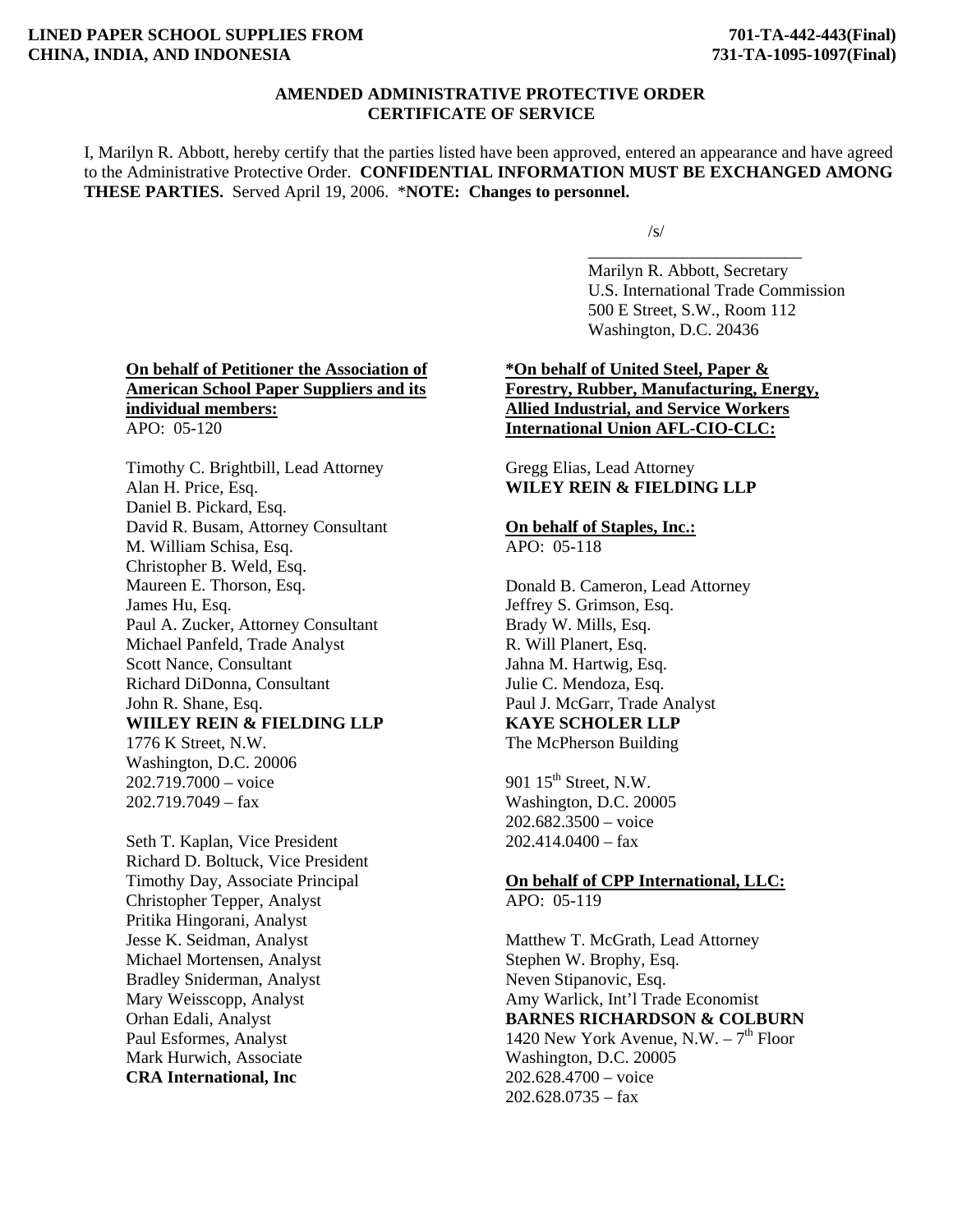**LINED PAPER SCHOOL SUPPLIES FROM CHINA, INDIA, AND INDONESIA**

**701-TA-442-443(Final)**
**731-TA-1095-1097(Final)**

## AMENDED ADMINISTRATIVE PROTECTIVE ORDER CERTIFICATE OF SERVICE

I, Marilyn R. Abbott, hereby certify that the parties listed have been approved, entered an appearance and have agreed to the Administrative Protective Order. **CONFIDENTIAL INFORMATION MUST BE EXCHANGED AMONG THESE PARTIES.** Served April 19, 2006. \***NOTE: Changes to personnel.**

/s/
\_\_\_\_\_\_\_\_\_\_\_\_\_\_\_\_\_\_\_\_\_\_\_\_\_\_
Marilyn R. Abbott, Secretary
U.S. International Trade Commission
500 E Street, S.W., Room 112
Washington, D.C. 20436

**On behalf of Petitioner the Association of American School Paper Suppliers and its individual members:**
APO: 05-120

Timothy C. Brightbill, Lead Attorney
Alan H. Price, Esq.
Daniel B. Pickard, Esq.
David R. Busam, Attorney Consultant
M. William Schisa, Esq.
Christopher B. Weld, Esq.
Maureen E. Thorson, Esq.
James Hu, Esq.
Paul A. Zucker, Attorney Consultant
Michael Panfeld, Trade Analyst
Scott Nance, Consultant
Richard DiDonna, Consultant
John R. Shane, Esq.
**WIILEY REIN & FIELDING LLP**
1776 K Street, N.W.
Washington, D.C. 20006
202.719.7000 – voice
202.719.7049 – fax

Seth T. Kaplan, Vice President
Richard D. Boltuck, Vice President
Timothy Day, Associate Principal
Christopher Tepper, Analyst
Pritika Hingorani, Analyst
Jesse K. Seidman, Analyst
Michael Mortensen, Analyst
Bradley Sniderman, Analyst
Mary Weisscopp, Analyst
Orhan Edali, Analyst
Paul Esformes, Analyst
Mark Hurwich, Associate
**CRA International, Inc**

**\*On behalf of United Steel, Paper & Forestry, Rubber, Manufacturing, Energy, Allied Industrial, and Service Workers International Union AFL-CIO-CLC:**

Gregg Elias, Lead Attorney
**WILEY REIN & FIELDING LLP**

**On behalf of Staples, Inc.:**
APO: 05-118

Donald B. Cameron, Lead Attorney
Jeffrey S. Grimson, Esq.
Brady W. Mills, Esq.
R. Will Planert, Esq.
Jahna M. Hartwig, Esq.
Julie C. Mendoza, Esq.
Paul J. McGarr, Trade Analyst
**KAYE SCHOLER LLP**
The McPherson Building

901 15th Street, N.W.
Washington, D.C. 20005
202.682.3500 – voice
202.414.0400 – fax

**On behalf of CPP International, LLC:**
APO: 05-119

Matthew T. McGrath, Lead Attorney
Stephen W. Brophy, Esq.
Neven Stipanovic, Esq.
Amy Warlick, Int'l Trade Economist
**BARNES RICHARDSON & COLBURN**
1420 New York Avenue, N.W. – 7th Floor
Washington, D.C. 20005
202.628.4700 – voice
202.628.0735 – fax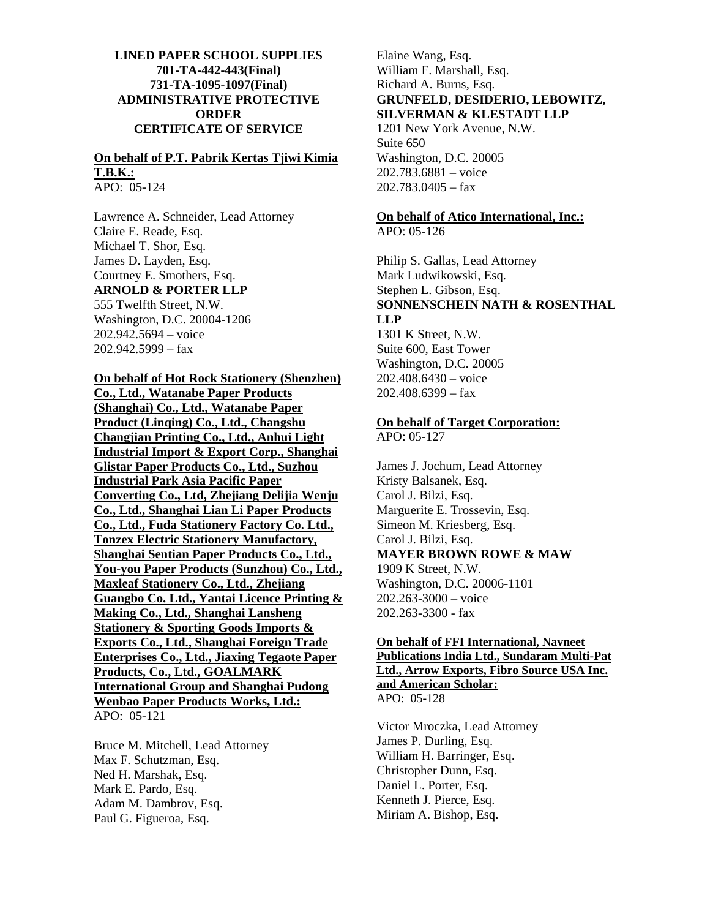**LINED PAPER SCHOOL SUPPLIES**
**701-TA-442-443(Final)**
**731-TA-1095-1097(Final)**
**ADMINISTRATIVE PROTECTIVE ORDER**
**CERTIFICATE OF SERVICE**

**On behalf of P.T. Pabrik Kertas Tjiwi Kimia T.B.K.:**
APO: 05-124

Lawrence A. Schneider, Lead Attorney
Claire E. Reade, Esq.
Michael T. Shor, Esq.
James D. Layden, Esq.
Courtney E. Smothers, Esq.
**ARNOLD & PORTER LLP**
555 Twelfth Street, N.W.
Washington, D.C. 20004-1206
202.942.5694 – voice
202.942.5999 – fax

**On behalf of Hot Rock Stationery (Shenzhen) Co., Ltd., Watanabe Paper Products (Shanghai) Co., Ltd., Watanabe Paper Product (Linqing) Co., Ltd., Changshu Changjian Printing Co., Ltd., Anhui Light Industrial Import & Export Corp., Shanghai Glistar Paper Products Co., Ltd., Suzhou Industrial Park Asia Pacific Paper Converting Co., Ltd, Zhejiang Delijia Wenju Co., Ltd., Shanghai Lian Li Paper Products Co., Ltd., Fuda Stationery Factory Co. Ltd., Tonzex Electric Stationery Manufactory, Shanghai Sentian Paper Products Co., Ltd., You-you Paper Products (Sunzhou) Co., Ltd., Maxleaf Stationery Co., Ltd., Zhejiang Guangbo Co. Ltd., Yantai Licence Printing & Making Co., Ltd., Shanghai Lansheng Stationery & Sporting Goods Imports & Exports Co., Ltd., Shanghai Foreign Trade Enterprises Co., Ltd., Jiaxing Tegaote Paper Products, Co., Ltd., GOALMARK International Group and Shanghai Pudong Wenbao Paper Products Works, Ltd.:**
APO: 05-121

Bruce M. Mitchell, Lead Attorney
Max F. Schutzman, Esq.
Ned H. Marshak, Esq.
Mark E. Pardo, Esq.
Adam M. Dambrov, Esq.
Paul G. Figueroa, Esq.
Elaine Wang, Esq.
William F. Marshall, Esq.
Richard A. Burns, Esq.
**GRUNFELD, DESIDERIO, LEBOWITZ, SILVERMAN & KLESTADT LLP**
1201 New York Avenue, N.W.
Suite 650
Washington, D.C. 20005
202.783.6881 – voice
202.783.0405 – fax

**On behalf of Atico International, Inc.:**
APO: 05-126

Philip S. Gallas, Lead Attorney
Mark Ludwikowski, Esq.
Stephen L. Gibson, Esq.
**SONNENSCHEIN NATH & ROSENTHAL LLP**
1301 K Street, N.W.
Suite 600, East Tower
Washington, D.C. 20005
202.408.6430 – voice
202.408.6399 – fax

**On behalf of Target Corporation:**
APO: 05-127

James J. Jochum, Lead Attorney
Kristy Balsanek, Esq.
Carol J. Bilzi, Esq.
Marguerite E. Trossevin, Esq.
Simeon M. Kriesberg, Esq.
Carol J. Bilzi, Esq.
**MAYER BROWN ROWE & MAW**
1909 K Street, N.W.
Washington, D.C. 20006-1101
202.263-3000 – voice
202.263-3300 - fax

**On behalf of FFI International, Navneet Publications India Ltd., Sundaram Multi-Pat Ltd., Arrow Exports, Fibro Source USA Inc. and American Scholar:**
APO: 05-128

Victor Mroczka, Lead Attorney
James P. Durling, Esq.
William H. Barringer, Esq.
Christopher Dunn, Esq.
Daniel L. Porter, Esq.
Kenneth J. Pierce, Esq.
Miriam A. Bishop, Esq.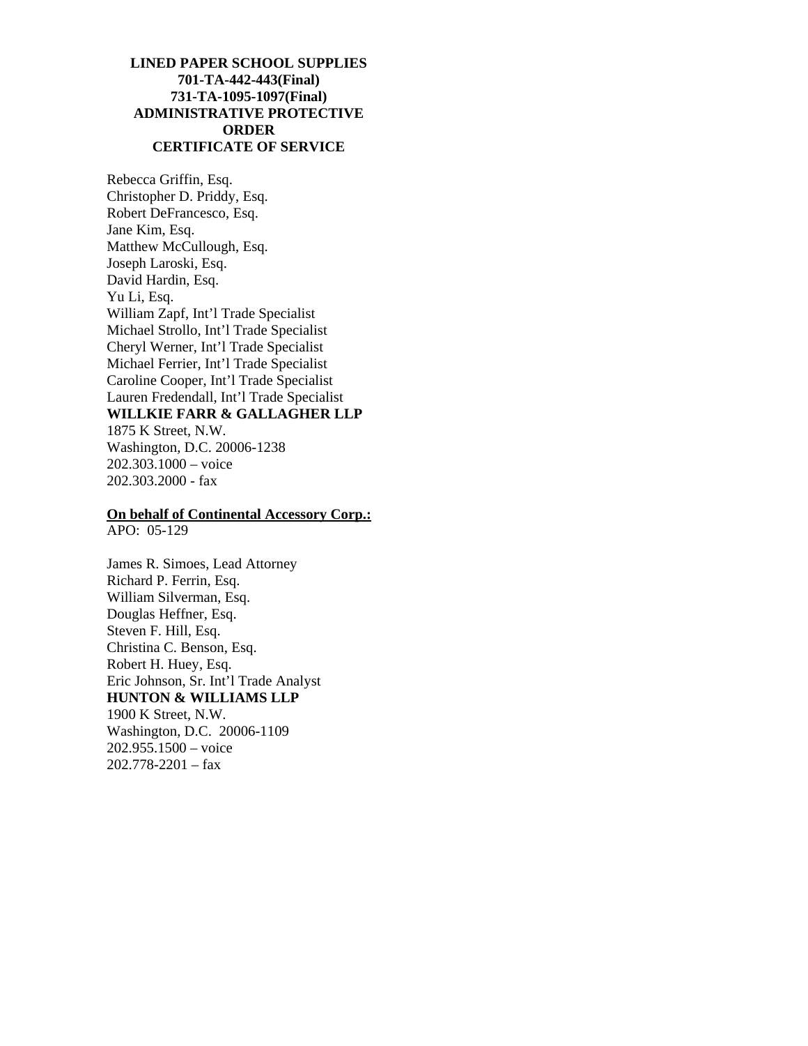**LINED PAPER SCHOOL SUPPLIES**
**701-TA-442-443(Final)**
**731-TA-1095-1097(Final)**
**ADMINISTRATIVE PROTECTIVE ORDER**
**CERTIFICATE OF SERVICE**

Rebecca Griffin, Esq.
Christopher D. Priddy, Esq.
Robert DeFrancesco, Esq.
Jane Kim, Esq.
Matthew McCullough, Esq.
Joseph Laroski, Esq.
David Hardin, Esq.
Yu Li, Esq.
William Zapf, Int'l Trade Specialist
Michael Strollo, Int'l Trade Specialist
Cheryl Werner, Int'l Trade Specialist
Michael Ferrier, Int'l Trade Specialist
Caroline Cooper, Int'l Trade Specialist
Lauren Fredendall, Int'l Trade Specialist
**WILLKIE FARR & GALLAGHER LLP**
1875 K Street, N.W.
Washington, D.C. 20006-1238
202.303.1000 – voice
202.303.2000 - fax

**On behalf of Continental Accessory Corp.:**
APO: 05-129

James R. Simoes, Lead Attorney
Richard P. Ferrin, Esq.
William Silverman, Esq.
Douglas Heffner, Esq.
Steven F. Hill, Esq.
Christina C. Benson, Esq.
Robert H. Huey, Esq.
Eric Johnson, Sr. Int'l Trade Analyst
**HUNTON & WILLIAMS LLP**
1900 K Street, N.W.
Washington, D.C. 20006-1109
202.955.1500 – voice
202.778-2201 – fax